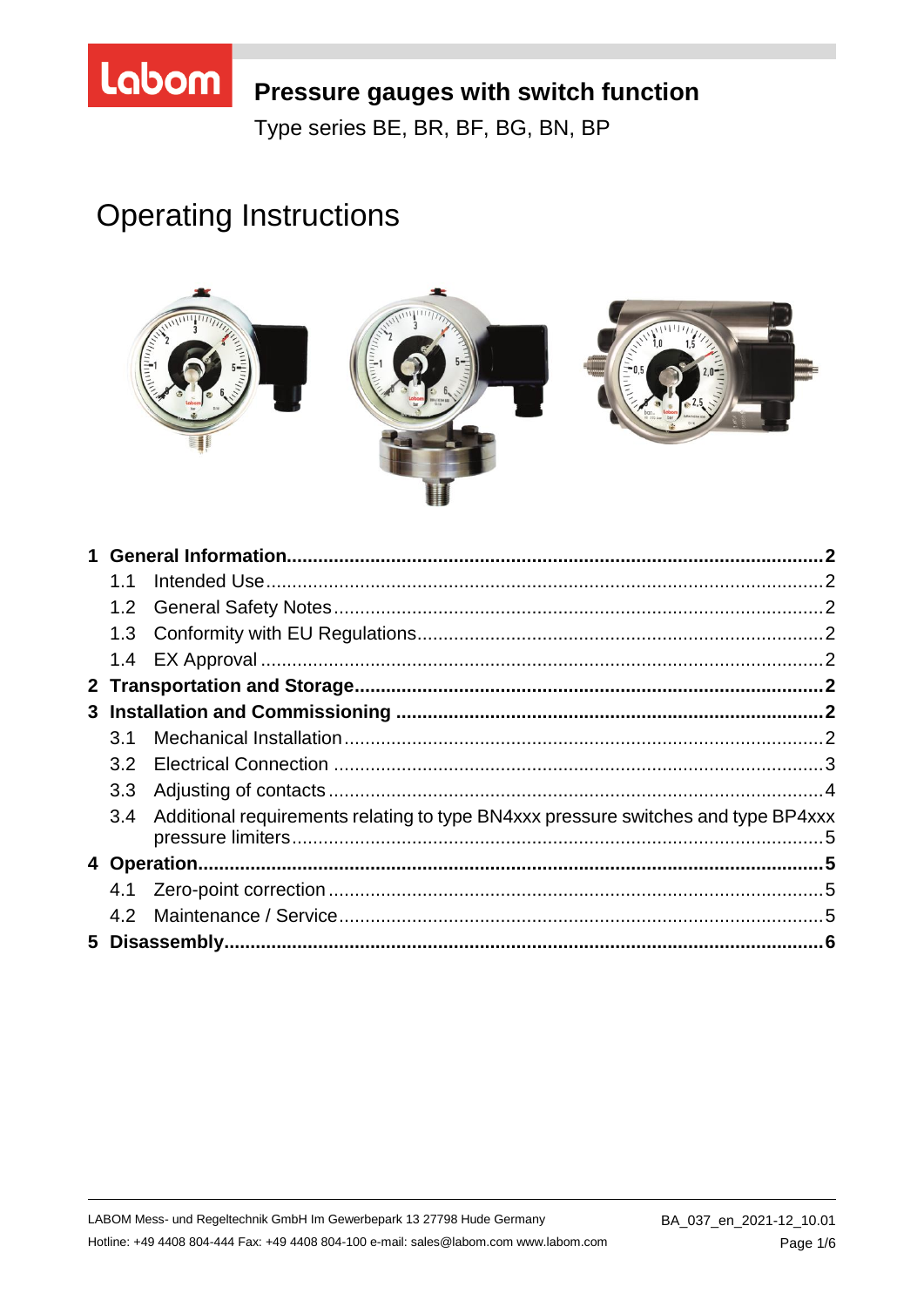# Pressure gauges with switch function

Type series BE, BR, BF, BG, BN, BP

# Operating Instructions

| | |
|---|---|
| **1 General Information** | **2** |
| 1.1 Intended Use | 2 |
| 1.2 General Safety Notes | 2 |
| 1.3 Conformity with EU Regulations | 2 |
| 1.4 EX Approval | 2 |
| **2 Transportation and Storage** | **2** |
| **3 Installation and Commissioning** | **2** |
| 3.1 Mechanical Installation | 2 |
| 3.2 Electrical Connection | 3 |
| 3.3 Adjusting of contacts | 4 |
| 3.4 Additional requirements relating to type BN4xxx pressure switches and type BP4xxx pressure limiters | 5 |
| **4 Operation** | **5** |
| 4.1 Zero-point correction | 5 |
| 4.2 Maintenance / Service | 5 |
| **5 Disassembly** | **6** |

LABOM Mess- und Regeltechnik GmbH Im Gewerbepark 13 27798 Hude Germany
Hotline: +49 4408 804-444 Fax: +49 4408 804-100 e-mail: sales@labom.com www.labom.com

BA_037_en_2021-12_10.01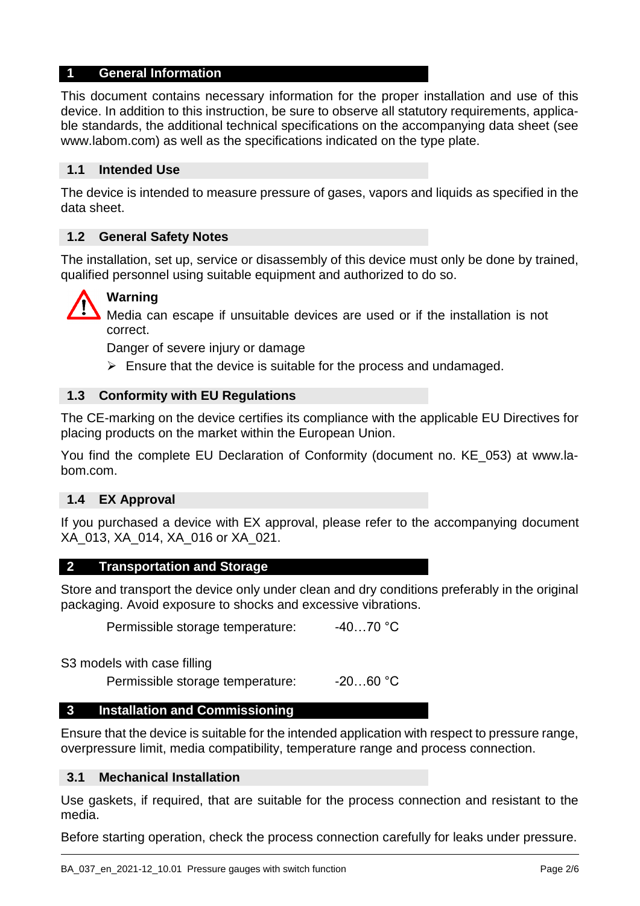## 1 General Information

This document contains necessary information for the proper installation and use of this device. In addition to this instruction, be sure to observe all statutory requirements, applicable standards, the additional technical specifications on the accompanying data sheet (see www.labom.com) as well as the specifications indicated on the type plate.

### 1.1 Intended Use

The device is intended to measure pressure of gases, vapors and liquids as specified in the data sheet.

### 1.2 General Safety Notes

The installation, set up, service or disassembly of this device must only be done by trained, qualified personnel using suitable equipment and authorized to do so.

**Warning**

Media can escape if unsuitable devices are used or if the installation is not correct.

Danger of severe injury or damage

- Ensure that the device is suitable for the process and undamaged.

### 1.3 Conformity with EU Regulations

The CE-marking on the device certifies its compliance with the applicable EU Directives for placing products on the market within the European Union.

You find the complete EU Declaration of Conformity (document no. KE_053) at www.labom.com.

### 1.4 EX Approval

If you purchased a device with EX approval, please refer to the accompanying document XA_013, XA_014, XA_016 or XA_021.

## 2 Transportation and Storage

Store and transport the device only under clean and dry conditions preferably in the original packaging. Avoid exposure to shocks and excessive vibrations.

Permissible storage temperature: -40…70 °C

S3 models with case filling

Permissible storage temperature: -20…60 °C

## 3 Installation and Commissioning

Ensure that the device is suitable for the intended application with respect to pressure range, overpressure limit, media compatibility, temperature range and process connection.

### 3.1 Mechanical Installation

Use gaskets, if required, that are suitable for the process connection and resistant to the media.

Before starting operation, check the process connection carefully for leaks under pressure.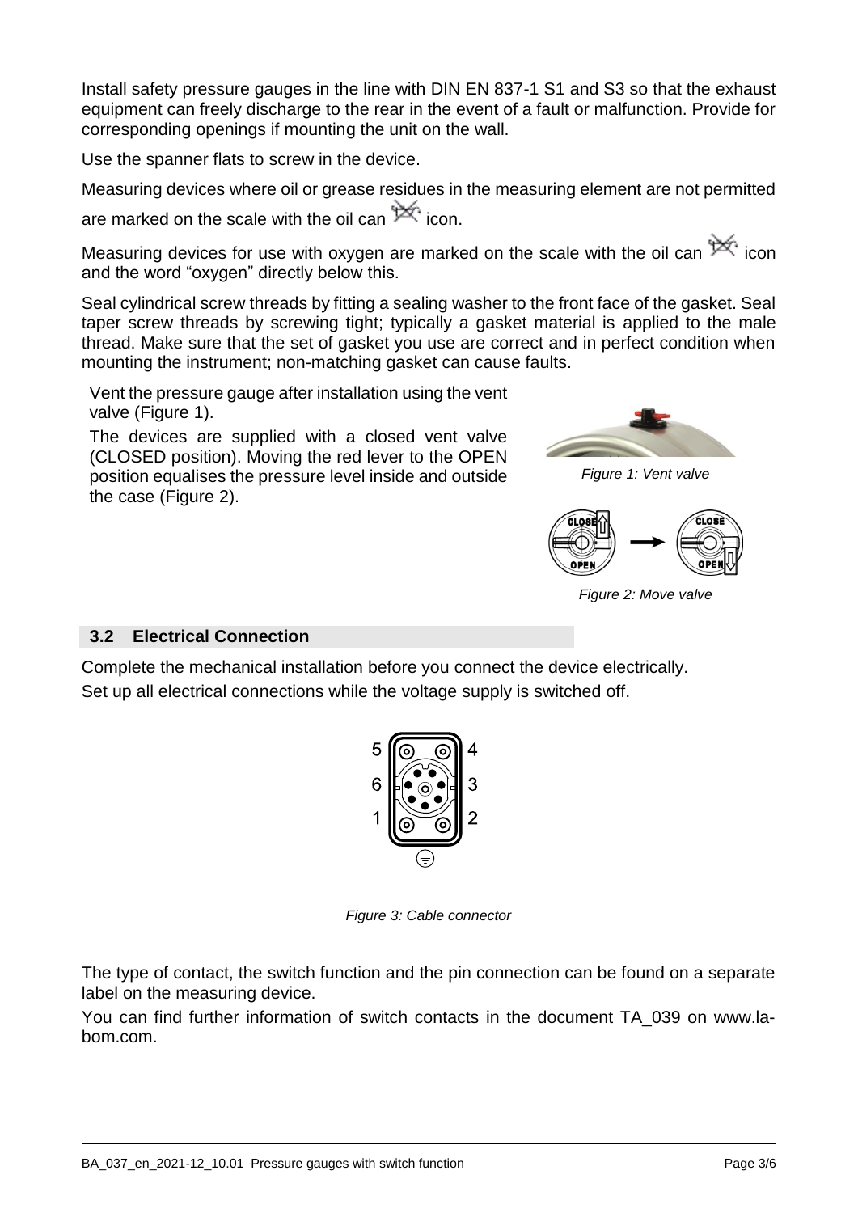Install safety pressure gauges in the line with DIN EN 837-1 S1 and S3 so that the exhaust equipment can freely discharge to the rear in the event of a fault or malfunction. Provide for corresponding openings if mounting the unit on the wall.

Use the spanner flats to screw in the device.

Measuring devices where oil or grease residues in the measuring element are not permitted are marked on the scale with the oil can icon.

Measuring devices for use with oxygen are marked on the scale with the oil can icon and the word "oxygen" directly below this.

Seal cylindrical screw threads by fitting a sealing washer to the front face of the gasket. Seal taper screw threads by screwing tight; typically a gasket material is applied to the male thread. Make sure that the set of gasket you use are correct and in perfect condition when mounting the instrument; non-matching gasket can cause faults.

Vent the pressure gauge after installation using the vent valve (Figure 1).

The devices are supplied with a closed vent valve (CLOSED position). Moving the red lever to the OPEN position equalises the pressure level inside and outside the case (Figure 2).

*Figure 1: Vent valve*

*Figure 2: Move valve*

## 3.2 Electrical Connection

Complete the mechanical installation before you connect the device electrically.

Set up all electrical connections while the voltage supply is switched off.

*Figure 3: Cable connector*

The type of contact, the switch function and the pin connection can be found on a separate label on the measuring device.

You can find further information of switch contacts in the document TA_039 on www.la-bom.com.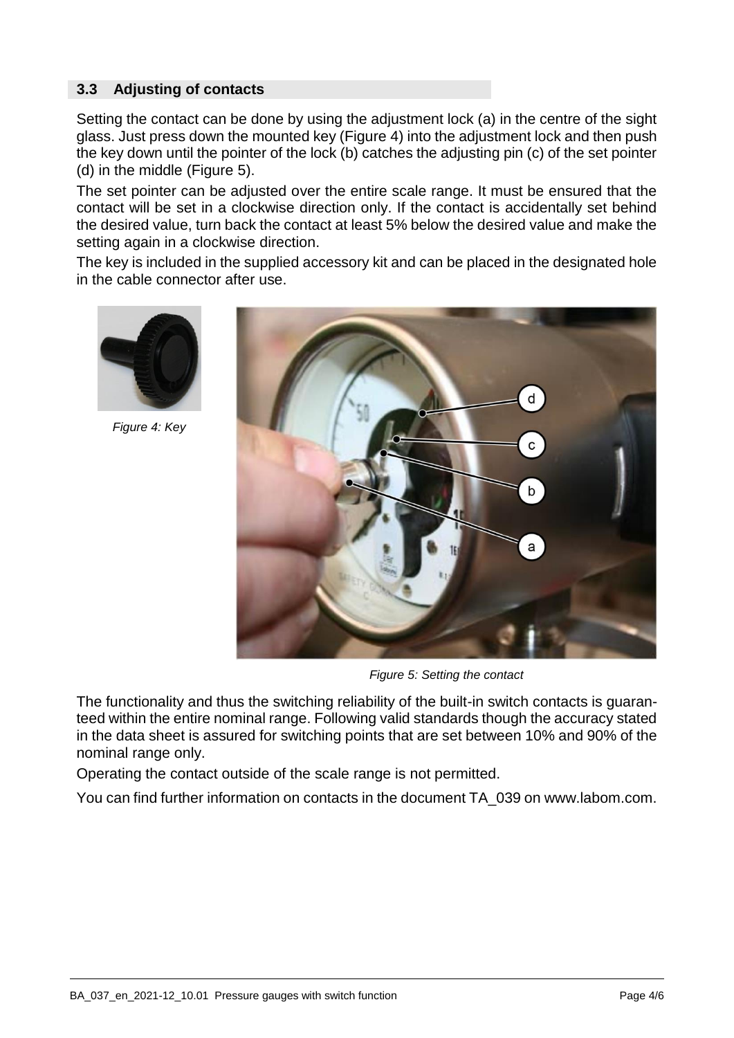## 3.3 Adjusting of contacts

Setting the contact can be done by using the adjustment lock (a) in the centre of the sight glass. Just press down the mounted key (Figure 4) into the adjustment lock and then push the key down until the pointer of the lock (b) catches the adjusting pin (c) of the set pointer (d) in the middle (Figure 5).

The set pointer can be adjusted over the entire scale range. It must be ensured that the contact will be set in a clockwise direction only. If the contact is accidentally set behind the desired value, turn back the contact at least 5% below the desired value and make the setting again in a clockwise direction.

The key is included in the supplied accessory kit and can be placed in the designated hole in the cable connector after use.

*Figure 4: Key*

*Figure 5: Setting the contact*

The functionality and thus the switching reliability of the built-in switch contacts is guaranteed within the entire nominal range. Following valid standards though the accuracy stated in the data sheet is assured for switching points that are set between 10% and 90% of the nominal range only.

Operating the contact outside of the scale range is not permitted.

You can find further information on contacts in the document TA_039 on www.labom.com.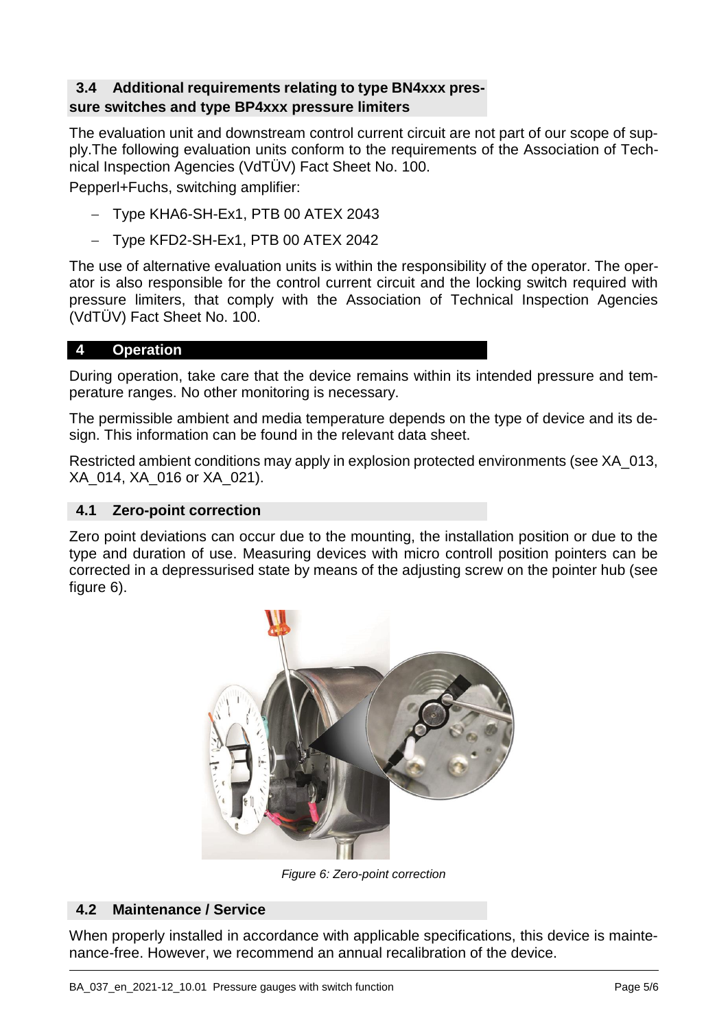## 3.4 Additional requirements relating to type BN4xxx pressure switches and type BP4xxx pressure limiters

The evaluation unit and downstream control current circuit are not part of our scope of supply.The following evaluation units conform to the requirements of the Association of Technical Inspection Agencies (VdTÜV) Fact Sheet No. 100.

Pepperl+Fuchs, switching amplifier:

- Type KHA6-SH-Ex1, PTB 00 ATEX 2043
- Type KFD2-SH-Ex1, PTB 00 ATEX 2042

The use of alternative evaluation units is within the responsibility of the operator. The operator is also responsible for the control current circuit and the locking switch required with pressure limiters, that comply with the Association of Technical Inspection Agencies (VdTÜV) Fact Sheet No. 100.

# 4 Operation

During operation, take care that the device remains within its intended pressure and temperature ranges. No other monitoring is necessary.

The permissible ambient and media temperature depends on the type of device and its design. This information can be found in the relevant data sheet.

Restricted ambient conditions may apply in explosion protected environments (see XA_013, XA_014, XA_016 or XA_021).

## 4.1 Zero-point correction

Zero point deviations can occur due to the mounting, the installation position or due to the type and duration of use. Measuring devices with micro controll position pointers can be corrected in a depressurised state by means of the adjusting screw on the pointer hub (see figure 6).

*Figure 6: Zero-point correction*

## 4.2 Maintenance / Service

When properly installed in accordance with applicable specifications, this device is maintenance-free. However, we recommend an annual recalibration of the device.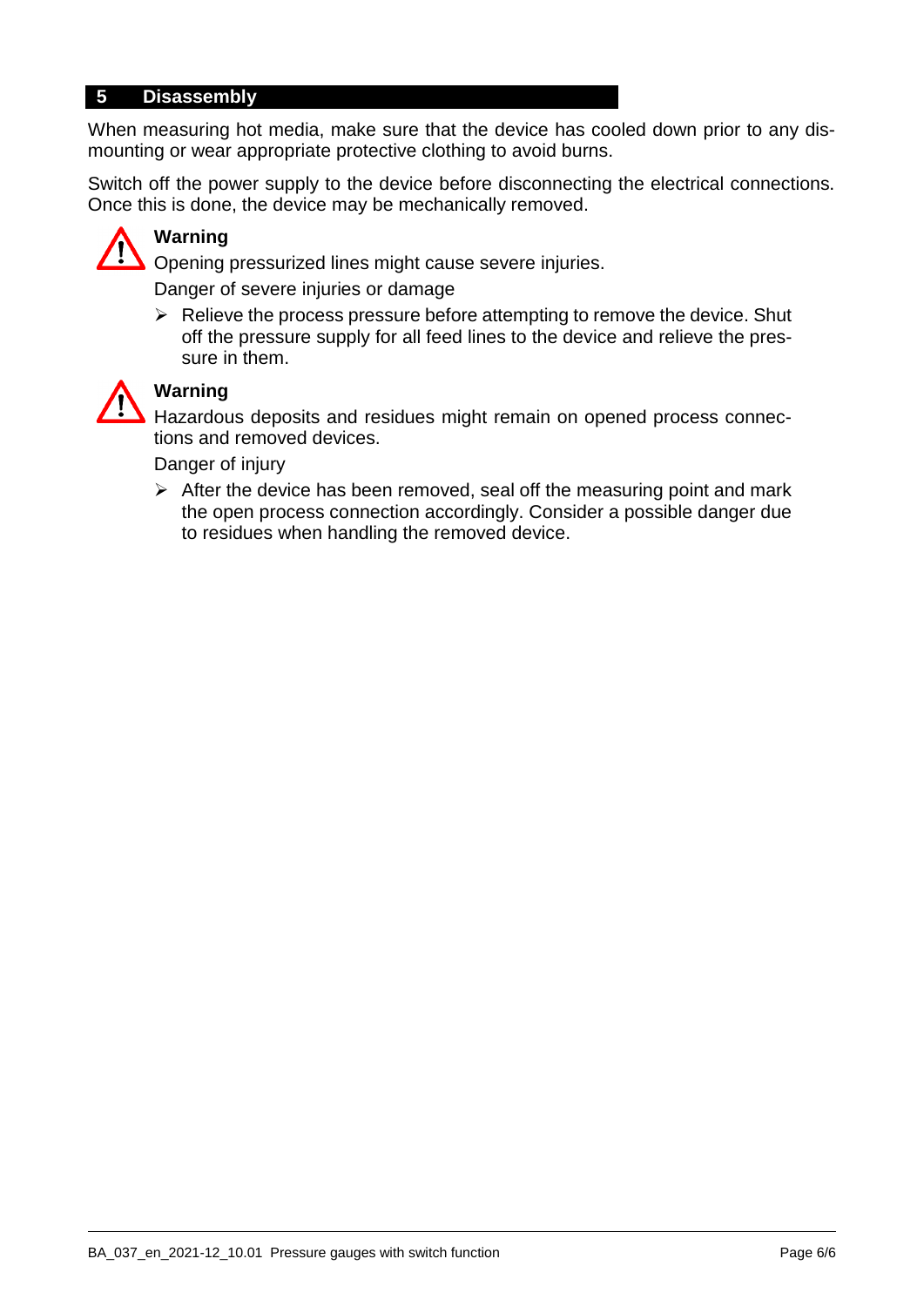## 5 Disassembly

When measuring hot media, make sure that the device has cooled down prior to any dismounting or wear appropriate protective clothing to avoid burns.

Switch off the power supply to the device before disconnecting the electrical connections. Once this is done, the device may be mechanically removed.

**Warning**

Opening pressurized lines might cause severe injuries.

Danger of severe injuries or damage

- Relieve the process pressure before attempting to remove the device. Shut off the pressure supply for all feed lines to the device and relieve the pressure in them.

**Warning**

Hazardous deposits and residues might remain on opened process connections and removed devices.

Danger of injury

- After the device has been removed, seal off the measuring point and mark the open process connection accordingly. Consider a possible danger due to residues when handling the removed device.